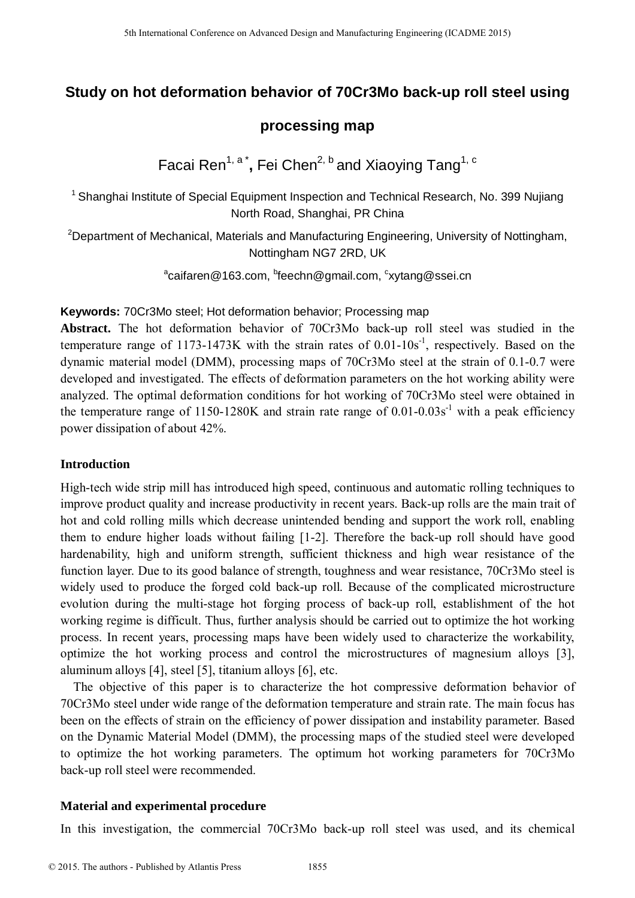# Study on hot deformation behavior of 70Cr3Mo back-up roll steel using processing map

Facai Ren[1, a *], Fei Chen[2, b] and Xiaoying Tang[1, c]

[1] Shanghai Institute of Special Equipment Inspection and Technical Research, No. 399 Nujiang North Road, Shanghai, PR China

[2] Department of Mechanical, Materials and Manufacturing Engineering, University of Nottingham, Nottingham NG7 2RD, UK

[a]caifaren@163.com, [b]feechn@gmail.com, [c]xytang@ssei.cn

**Keywords:** 70Cr3Mo steel; Hot deformation behavior; Processing map

**Abstract.** The hot deformation behavior of 70Cr3Mo back-up roll steel was studied in the temperature range of 1173-1473K with the strain rates of 0.01-10$s^{-1}$, respectively. Based on the dynamic material model (DMM), processing maps of 70Cr3Mo steel at the strain of 0.1-0.7 were developed and investigated. The effects of deformation parameters on the hot working ability were analyzed. The optimal deformation conditions for hot working of 70Cr3Mo steel were obtained in the temperature range of 1150-1280K and strain rate range of 0.01-0.03$s^{-1}$ with a peak efficiency power dissipation of about 42%.

## Introduction

High-tech wide strip mill has introduced high speed, continuous and automatic rolling techniques to improve product quality and increase productivity in recent years. Back-up rolls are the main trait of hot and cold rolling mills which decrease unintended bending and support the work roll, enabling them to endure higher loads without failing [1-2]. Therefore the back-up roll should have good hardenability, high and uniform strength, sufficient thickness and high wear resistance of the function layer. Due to its good balance of strength, toughness and wear resistance, 70Cr3Mo steel is widely used to produce the forged cold back-up roll. Because of the complicated microstructure evolution during the multi-stage hot forging process of back-up roll, establishment of the hot working regime is difficult. Thus, further analysis should be carried out to optimize the hot working process. In recent years, processing maps have been widely used to characterize the workability, optimize the hot working process and control the microstructures of magnesium alloys [3], aluminum alloys [4], steel [5], titanium alloys [6], etc.

The objective of this paper is to characterize the hot compressive deformation behavior of 70Cr3Mo steel under wide range of the deformation temperature and strain rate. The main focus has been on the effects of strain on the efficiency of power dissipation and instability parameter. Based on the Dynamic Material Model (DMM), the processing maps of the studied steel were developed to optimize the hot working parameters. The optimum hot working parameters for 70Cr3Mo back-up roll steel were recommended.

## Material and experimental procedure

In this investigation, the commercial 70Cr3Mo back-up roll steel was used, and its chemical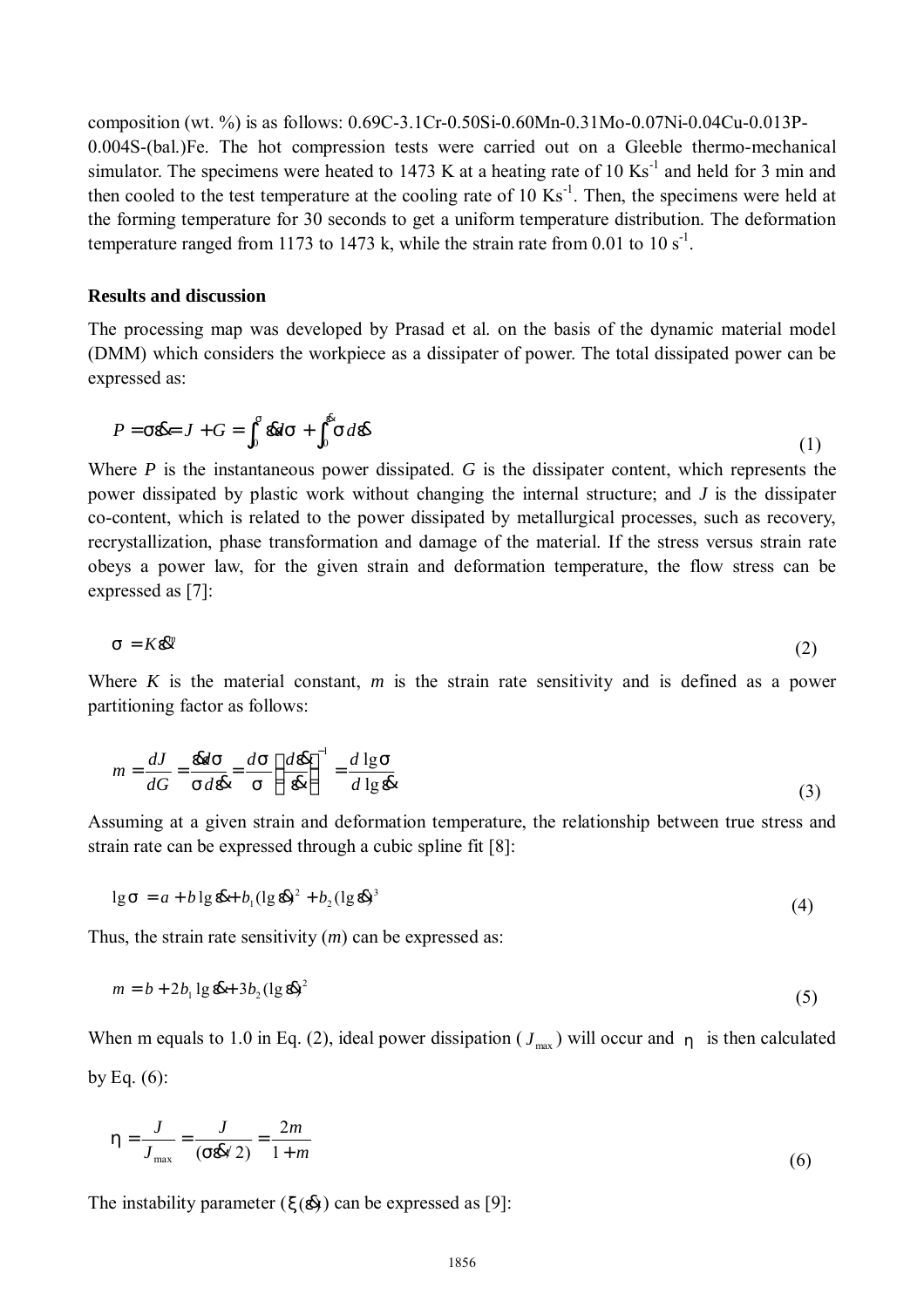composition (wt. %) is as follows: 0.69C-3.1Cr-0.50Si-0.60Mn-0.31Mo-0.07Ni-0.04Cu-0.013P-0.004S-(bal.)Fe. The hot compression tests were carried out on a Gleeble thermo-mechanical simulator. The specimens were heated to 1473 K at a heating rate of 10 $Ks^{-1}$ and held for 3 min and then cooled to the test temperature at the cooling rate of 10 $Ks^{-1}$. Then, the specimens were held at the forming temperature for 30 seconds to get a uniform temperature distribution. The deformation temperature ranged from 1173 to 1473 k, while the strain rate from 0.01 to 10 $s^{-1}$.

**Results and discussion**

The processing map was developed by Prasad et al. on the basis of the dynamic material model (DMM) which considers the workpiece as a dissipater of power. The total dissipated power can be expressed as:

$$P = \sigma\dot{\varepsilon} = J + G = \int_0^{\sigma} \dot{\varepsilon} d\sigma + \int_0^{\dot{\varepsilon}} \sigma d\dot{\varepsilon} \tag{1}$$

Where $P$ is the instantaneous power dissipated. $G$ is the dissipater content, which represents the power dissipated by plastic work without changing the internal structure; and $J$ is the dissipater co-content, which is related to the power dissipated by metallurgical processes, such as recovery, recrystallization, phase transformation and damage of the material. If the stress versus strain rate obeys a power law, for the given strain and deformation temperature, the flow stress can be expressed as [7]:

$$\sigma = K\dot{\varepsilon}^m \tag{2}$$

Where $K$ is the material constant, $m$ is the strain rate sensitivity and is defined as a power partitioning factor as follows:

$$m = \frac{dJ}{dG} = \frac{\dot{\varepsilon} d\sigma}{\sigma d\dot{\varepsilon}} = \frac{d\sigma}{\sigma}\left(\frac{d\dot{\varepsilon}}{\dot{\varepsilon}}\right)^{-1} = \frac{d \lg\sigma}{d \lg\dot{\varepsilon}} \tag{3}$$

Assuming at a given strain and deformation temperature, the relationship between true stress and strain rate can be expressed through a cubic spline fit [8]:

$$\lg\sigma = a + b\lg\dot{\varepsilon} + b_1(\lg\dot{\varepsilon})^2 + b_2(\lg\dot{\varepsilon})^3 \tag{4}$$

Thus, the strain rate sensitivity ($m$) can be expressed as:

$$m = b + 2b_1\lg\dot{\varepsilon} + 3b_2(\lg\dot{\varepsilon})^2 \tag{5}$$

When m equals to 1.0 in Eq. (2), ideal power dissipation ($J_{max}$) will occur and $\eta$ is then calculated by Eq. (6):

$$\eta = \frac{J}{J_{max}} = \frac{J}{(\sigma\dot{\varepsilon}/2)} = \frac{2m}{1+m} \tag{6}$$

The instability parameter ($\xi(\dot{\varepsilon})$) can be expressed as [9]: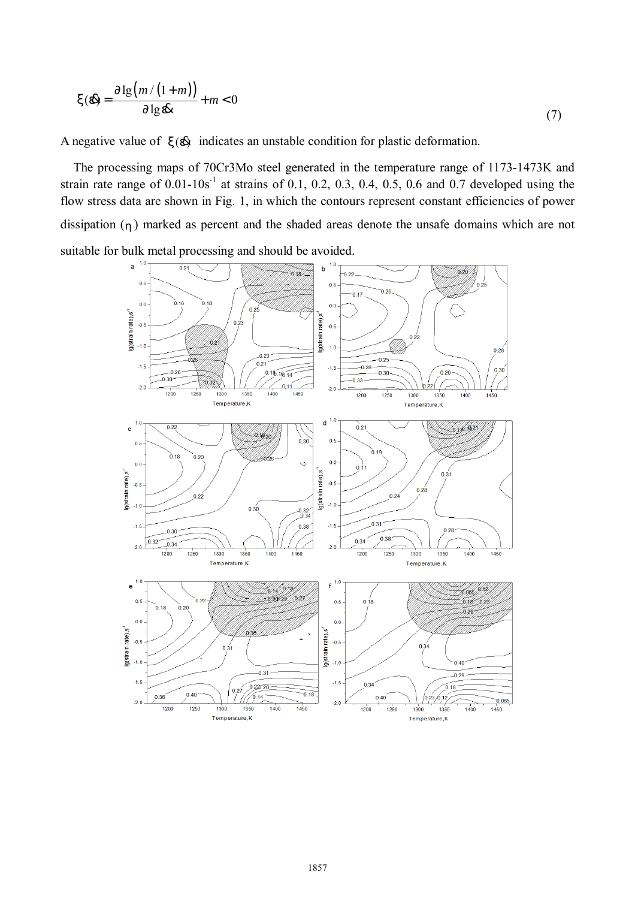$$\xi(\dot{\varepsilon}) = \frac{\partial \lg\left(m/(1+m)\right)}{\partial \lg \dot{\varepsilon}} + m < 0 \tag{7}$$

A negative value of $\xi(\dot{\varepsilon})$ indicates an unstable condition for plastic deformation.

The processing maps of 70Cr3Mo steel generated in the temperature range of 1173-1473K and strain rate range of 0.01-10s$^{-1}$ at strains of 0.1, 0.2, 0.3, 0.4, 0.5, 0.6 and 0.7 developed using the flow stress data are shown in Fig. 1, in which the contours represent constant efficiencies of power dissipation ($\eta$) marked as percent and the shaded areas denote the unsafe domains which are not suitable for bulk metal processing and should be avoided.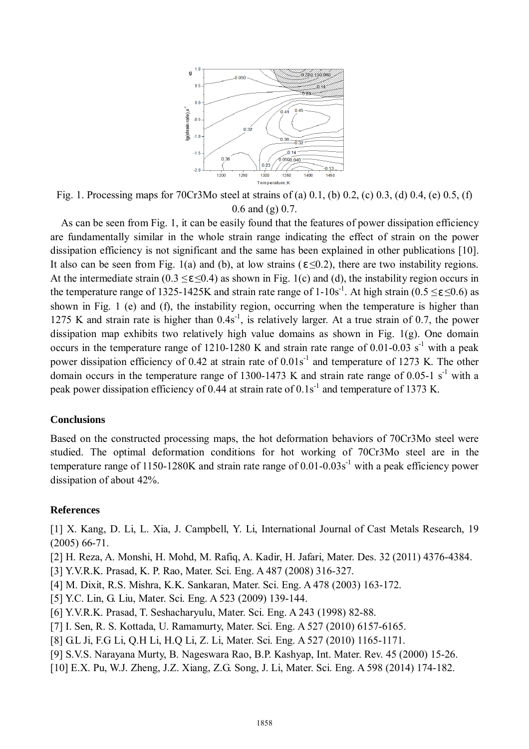g

1.0
0.5
0.0
-0.5
-1.0
-1.5
-2.0

lg(strain rate),s$^{-1}$

1200 1250 1300 1350 1400 1450

Temperature,K

0.050
0.220.130.040
0.14
0.23
0.41
0.45
0.32
0.36
0.32
0.14
0.36
0.0500.040
0.23
-0.13

Fig. 1. Processing maps for 70Cr3Mo steel at strains of (a) 0.1, (b) 0.2, (c) 0.3, (d) 0.4, (e) 0.5, (f) 0.6 and (g) 0.7.

As can be seen from Fig. 1, it can be easily found that the features of power dissipation efficiency are fundamentally similar in the whole strain range indicating the effect of strain on the power dissipation efficiency is not significant and the same has been explained in other publications [10]. It also can be seen from Fig. 1(a) and (b), at low strains ($\varepsilon \leq 0.2$), there are two instability regions. At the intermediate strain ($0.3 \leq \varepsilon \leq 0.4$) as shown in Fig. 1(c) and (d), the instability region occurs in the temperature range of 1325-1425K and strain rate range of 1-10s$^{-1}$. At high strain ($0.5 \leq \varepsilon \leq 0.6$) as shown in Fig. 1 (e) and (f), the instability region, occurring when the temperature is higher than 1275 K and strain rate is higher than 0.4s$^{-1}$, is relatively larger. At a true strain of 0.7, the power dissipation map exhibits two relatively high value domains as shown in Fig. 1(g). One domain occurs in the temperature range of 1210-1280 K and strain rate range of 0.01-0.03 s$^{-1}$ with a peak power dissipation efficiency of 0.42 at strain rate of 0.01s$^{-1}$ and temperature of 1273 K. The other domain occurs in the temperature range of 1300-1473 K and strain rate range of 0.05-1 s$^{-1}$ with a peak power dissipation efficiency of 0.44 at strain rate of 0.1s$^{-1}$ and temperature of 1373 K.

## Conclusions

Based on the constructed processing maps, the hot deformation behaviors of 70Cr3Mo steel were studied. The optimal deformation conditions for hot working of 70Cr3Mo steel are in the temperature range of 1150-1280K and strain rate range of 0.01-0.03s$^{-1}$ with a peak efficiency power dissipation of about 42%.

## References

[1] X. Kang, D. Li, L. Xia, J. Campbell, Y. Li, International Journal of Cast Metals Research, 19 (2005) 66-71.

[2] H. Reza, A. Monshi, H. Mohd, M. Rafiq, A. Kadir, H. Jafari, Mater. Des. 32 (2011) 4376-4384.

[3] Y.V.R.K. Prasad, K. P. Rao, Mater. Sci. Eng. A 487 (2008) 316-327.

[4] M. Dixit, R.S. Mishra, K.K. Sankaran, Mater. Sci. Eng. A 478 (2003) 163-172.

[5] Y.C. Lin, G. Liu, Mater. Sci. Eng. A 523 (2009) 139-144.

[6] Y.V.R.K. Prasad, T. Seshacharyulu, Mater. Sci. Eng. A 243 (1998) 82-88.

[7] I. Sen, R. S. Kottada, U. Ramamurty, Mater. Sci. Eng. A 527 (2010) 6157-6165.

[8] G.L Ji, F.G Li, Q.H Li, H.Q Li, Z. Li, Mater. Sci. Eng. A 527 (2010) 1165-1171.

[9] S.V.S. Narayana Murty, B. Nageswara Rao, B.P. Kashyap, Int. Mater. Rev. 45 (2000) 15-26.

[10] E.X. Pu, W.J. Zheng, J.Z. Xiang, Z.G. Song, J. Li, Mater. Sci. Eng. A 598 (2014) 174-182.